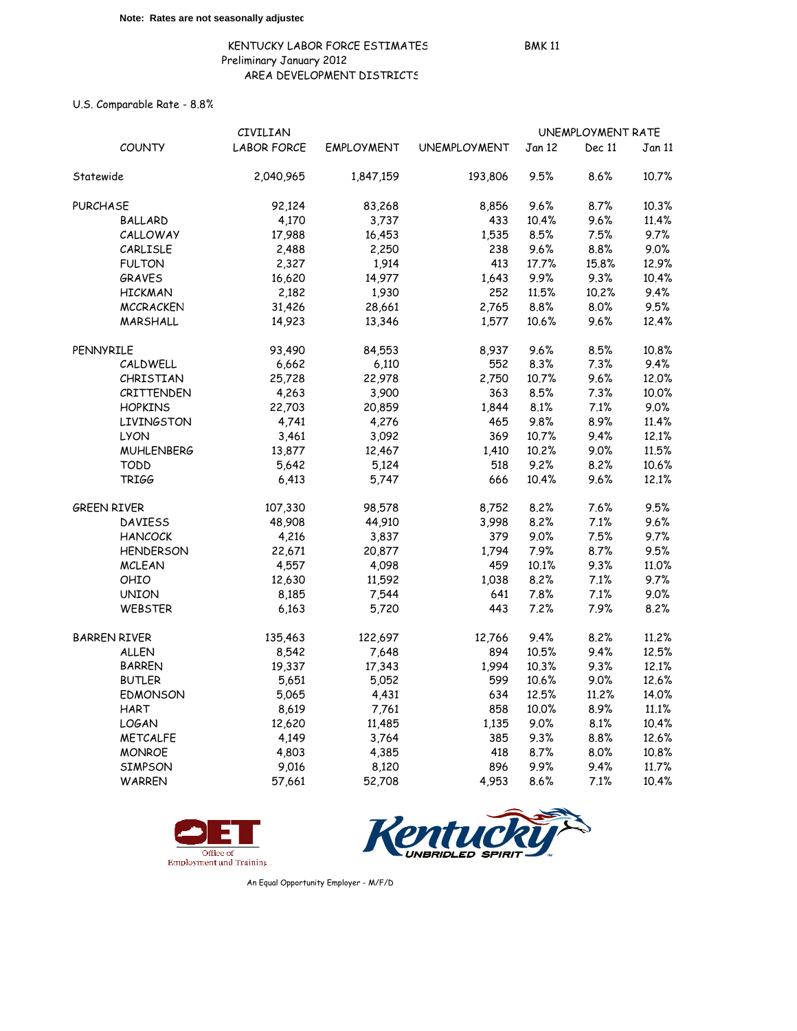**Note: Rates are not seasonally adjusted**

KENTUCKY LABOR FORCE ESTIMATES BMK 11
Preliminary January 2012
AREA DEVELOPMENT DISTRICTS

U.S. Comparable Rate - 8.8%

| COUNTY | CIVILIAN LABOR FORCE | EMPLOYMENT | UNEMPLOYMENT | UNEMPLOYMENT RATE Jan 12 | Dec 11 | Jan 11 |
|---|---|---|---|---|---|---|
| Statewide | 2,040,965 | 1,847,159 | 193,806 | 9.5% | 8.6% | 10.7% |
| PURCHASE | 92,124 | 83,268 | 8,856 | 9.6% | 8.7% | 10.3% |
| BALLARD | 4,170 | 3,737 | 433 | 10.4% | 9.6% | 11.4% |
| CALLOWAY | 17,988 | 16,453 | 1,535 | 8.5% | 7.5% | 9.7% |
| CARLISLE | 2,488 | 2,250 | 238 | 9.6% | 8.8% | 9.0% |
| FULTON | 2,327 | 1,914 | 413 | 17.7% | 15.8% | 12.9% |
| GRAVES | 16,620 | 14,977 | 1,643 | 9.9% | 9.3% | 10.4% |
| HICKMAN | 2,182 | 1,930 | 252 | 11.5% | 10.2% | 9.4% |
| MCCRACKEN | 31,426 | 28,661 | 2,765 | 8.8% | 8.0% | 9.5% |
| MARSHALL | 14,923 | 13,346 | 1,577 | 10.6% | 9.6% | 12.4% |
| PENNYRILE | 93,490 | 84,553 | 8,937 | 9.6% | 8.5% | 10.8% |
| CALDWELL | 6,662 | 6,110 | 552 | 8.3% | 7.3% | 9.4% |
| CHRISTIAN | 25,728 | 22,978 | 2,750 | 10.7% | 9.6% | 12.0% |
| CRITTENDEN | 4,263 | 3,900 | 363 | 8.5% | 7.3% | 10.0% |
| HOPKINS | 22,703 | 20,859 | 1,844 | 8.1% | 7.1% | 9.0% |
| LIVINGSTON | 4,741 | 4,276 | 465 | 9.8% | 8.9% | 11.4% |
| LYON | 3,461 | 3,092 | 369 | 10.7% | 9.4% | 12.1% |
| MUHLENBERG | 13,877 | 12,467 | 1,410 | 10.2% | 9.0% | 11.5% |
| TODD | 5,642 | 5,124 | 518 | 9.2% | 8.2% | 10.6% |
| TRIGG | 6,413 | 5,747 | 666 | 10.4% | 9.6% | 12.1% |
| GREEN RIVER | 107,330 | 98,578 | 8,752 | 8.2% | 7.6% | 9.5% |
| DAVIESS | 48,908 | 44,910 | 3,998 | 8.2% | 7.1% | 9.6% |
| HANCOCK | 4,216 | 3,837 | 379 | 9.0% | 7.5% | 9.7% |
| HENDERSON | 22,671 | 20,877 | 1,794 | 7.9% | 8.7% | 9.5% |
| MCLEAN | 4,557 | 4,098 | 459 | 10.1% | 9.3% | 11.0% |
| OHIO | 12,630 | 11,592 | 1,038 | 8.2% | 7.1% | 9.7% |
| UNION | 8,185 | 7,544 | 641 | 7.8% | 7.1% | 9.0% |
| WEBSTER | 6,163 | 5,720 | 443 | 7.2% | 7.9% | 8.2% |
| BARREN RIVER | 135,463 | 122,697 | 12,766 | 9.4% | 8.2% | 11.2% |
| ALLEN | 8,542 | 7,648 | 894 | 10.5% | 9.4% | 12.5% |
| BARREN | 19,337 | 17,343 | 1,994 | 10.3% | 9.3% | 12.1% |
| BUTLER | 5,651 | 5,052 | 599 | 10.6% | 9.0% | 12.6% |
| EDMONSON | 5,065 | 4,431 | 634 | 12.5% | 11.2% | 14.0% |
| HART | 8,619 | 7,761 | 858 | 10.0% | 8.9% | 11.1% |
| LOGAN | 12,620 | 11,485 | 1,135 | 9.0% | 8.1% | 10.4% |
| METCALFE | 4,149 | 3,764 | 385 | 9.3% | 8.8% | 12.6% |
| MONROE | 4,803 | 4,385 | 418 | 8.7% | 8.0% | 10.8% |
| SIMPSON | 9,016 | 8,120 | 896 | 9.9% | 9.4% | 11.7% |
| WARREN | 57,661 | 52,708 | 4,953 | 8.6% | 7.1% | 10.4% |

Office of Employment and Training

Kentucky UNBRIDLED SPIRIT

An Equal Opportunity Employer - M/F/D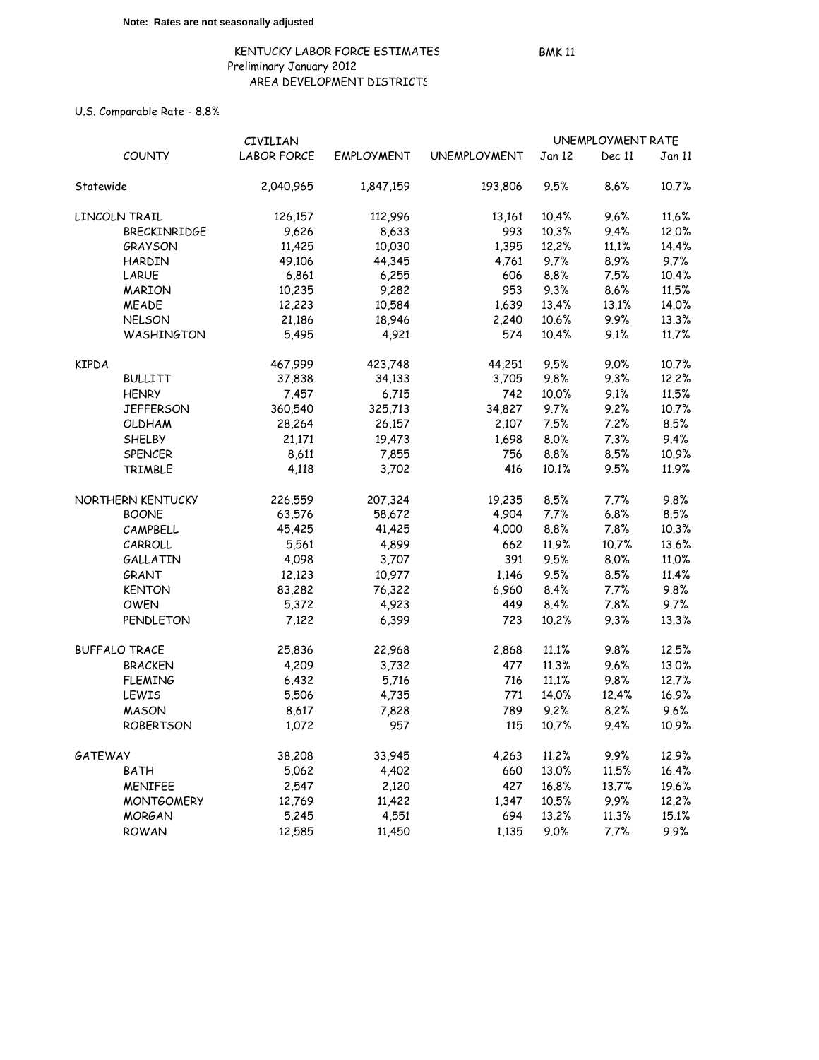**Note: Rates are not seasonally adjusted**

KENTUCKY LABOR FORCE ESTIMATES

Preliminary January 2012

AREA DEVELOPMENT DISTRICTS

BMK 11

U.S. Comparable Rate - 8.8%

| COUNTY | CIVILIAN LABOR FORCE | EMPLOYMENT | UNEMPLOYMENT | UNEMPLOYMENT RATE Jan 12 | Dec 11 | Jan 11 |
|---|---|---|---|---|---|---|
| Statewide | 2,040,965 | 1,847,159 | 193,806 | 9.5% | 8.6% | 10.7% |
| LINCOLN TRAIL | 126,157 | 112,996 | 13,161 | 10.4% | 9.6% | 11.6% |
| BRECKINRIDGE | 9,626 | 8,633 | 993 | 10.3% | 9.4% | 12.0% |
| GRAYSON | 11,425 | 10,030 | 1,395 | 12.2% | 11.1% | 14.4% |
| HARDIN | 49,106 | 44,345 | 4,761 | 9.7% | 8.9% | 9.7% |
| LARUE | 6,861 | 6,255 | 606 | 8.8% | 7.5% | 10.4% |
| MARION | 10,235 | 9,282 | 953 | 9.3% | 8.6% | 11.5% |
| MEADE | 12,223 | 10,584 | 1,639 | 13.4% | 13.1% | 14.0% |
| NELSON | 21,186 | 18,946 | 2,240 | 10.6% | 9.9% | 13.3% |
| WASHINGTON | 5,495 | 4,921 | 574 | 10.4% | 9.1% | 11.7% |
| KIPDA | 467,999 | 423,748 | 44,251 | 9.5% | 9.0% | 10.7% |
| BULLITT | 37,838 | 34,133 | 3,705 | 9.8% | 9.3% | 12.2% |
| HENRY | 7,457 | 6,715 | 742 | 10.0% | 9.1% | 11.5% |
| JEFFERSON | 360,540 | 325,713 | 34,827 | 9.7% | 9.2% | 10.7% |
| OLDHAM | 28,264 | 26,157 | 2,107 | 7.5% | 7.2% | 8.5% |
| SHELBY | 21,171 | 19,473 | 1,698 | 8.0% | 7.3% | 9.4% |
| SPENCER | 8,611 | 7,855 | 756 | 8.8% | 8.5% | 10.9% |
| TRIMBLE | 4,118 | 3,702 | 416 | 10.1% | 9.5% | 11.9% |
| NORTHERN KENTUCKY | 226,559 | 207,324 | 19,235 | 8.5% | 7.7% | 9.8% |
| BOONE | 63,576 | 58,672 | 4,904 | 7.7% | 6.8% | 8.5% |
| CAMPBELL | 45,425 | 41,425 | 4,000 | 8.8% | 7.8% | 10.3% |
| CARROLL | 5,561 | 4,899 | 662 | 11.9% | 10.7% | 13.6% |
| GALLATIN | 4,098 | 3,707 | 391 | 9.5% | 8.0% | 11.0% |
| GRANT | 12,123 | 10,977 | 1,146 | 9.5% | 8.5% | 11.4% |
| KENTON | 83,282 | 76,322 | 6,960 | 8.4% | 7.7% | 9.8% |
| OWEN | 5,372 | 4,923 | 449 | 8.4% | 7.8% | 9.7% |
| PENDLETON | 7,122 | 6,399 | 723 | 10.2% | 9.3% | 13.3% |
| BUFFALO TRACE | 25,836 | 22,968 | 2,868 | 11.1% | 9.8% | 12.5% |
| BRACKEN | 4,209 | 3,732 | 477 | 11.3% | 9.6% | 13.0% |
| FLEMING | 6,432 | 5,716 | 716 | 11.1% | 9.8% | 12.7% |
| LEWIS | 5,506 | 4,735 | 771 | 14.0% | 12.4% | 16.9% |
| MASON | 8,617 | 7,828 | 789 | 9.2% | 8.2% | 9.6% |
| ROBERTSON | 1,072 | 957 | 115 | 10.7% | 9.4% | 10.9% |
| GATEWAY | 38,208 | 33,945 | 4,263 | 11.2% | 9.9% | 12.9% |
| BATH | 5,062 | 4,402 | 660 | 13.0% | 11.5% | 16.4% |
| MENIFEE | 2,547 | 2,120 | 427 | 16.8% | 13.7% | 19.6% |
| MONTGOMERY | 12,769 | 11,422 | 1,347 | 10.5% | 9.9% | 12.2% |
| MORGAN | 5,245 | 4,551 | 694 | 13.2% | 11.3% | 15.1% |
| ROWAN | 12,585 | 11,450 | 1,135 | 9.0% | 7.7% | 9.9% |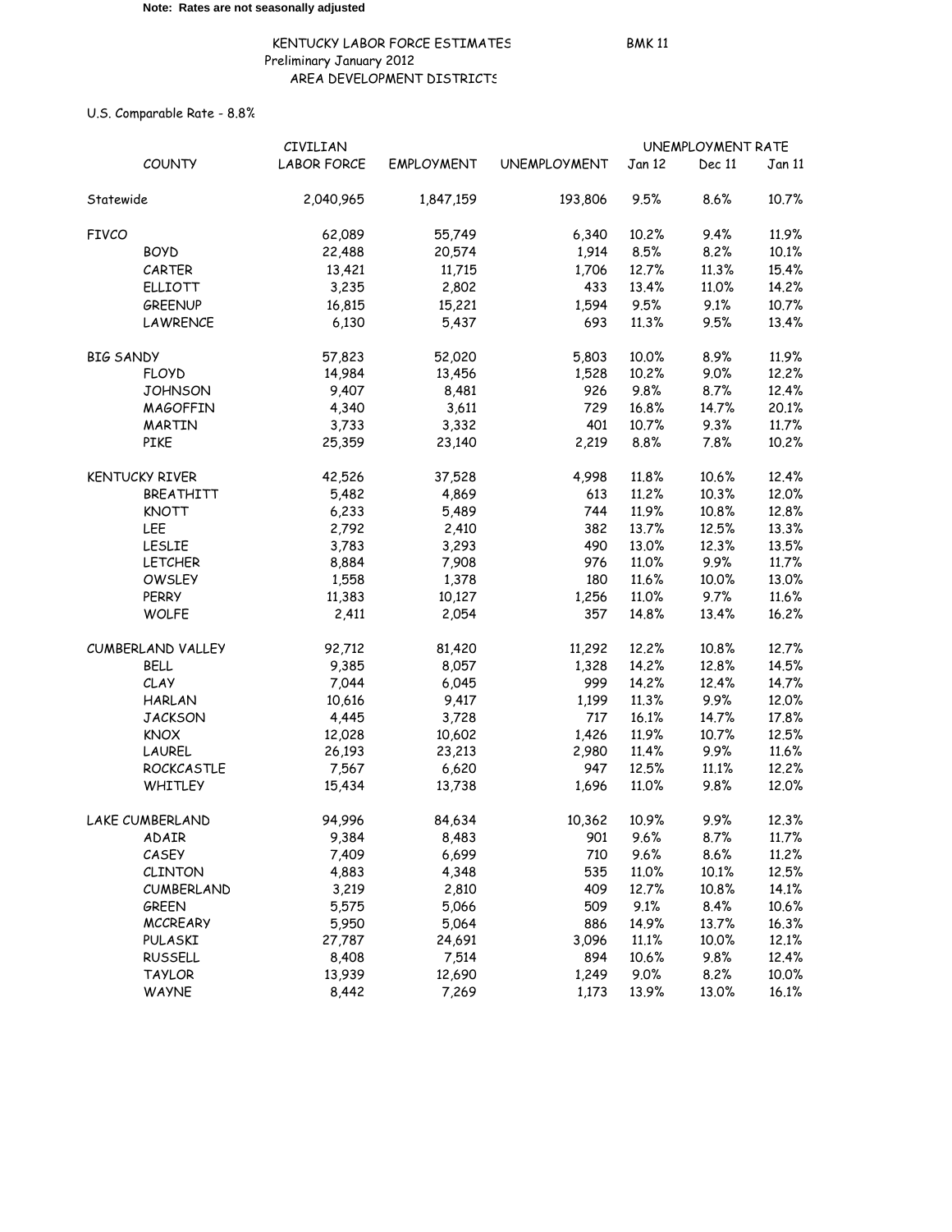**Note: Rates are not seasonally adjusted**

KENTUCKY LABOR FORCE ESTIMATES BMK 11

Preliminary January 2012

AREA DEVELOPMENT DISTRICTS

U.S. Comparable Rate - 8.8%

| COUNTY | CIVILIAN LABOR FORCE | EMPLOYMENT | UNEMPLOYMENT | UNEMPLOYMENT RATE Jan 12 | Dec 11 | Jan 11 |
|---|---|---|---|---|---|---|
| Statewide | 2,040,965 | 1,847,159 | 193,806 | 9.5% | 8.6% | 10.7% |
| FIVCO | 62,089 | 55,749 | 6,340 | 10.2% | 9.4% | 11.9% |
| BOYD | 22,488 | 20,574 | 1,914 | 8.5% | 8.2% | 10.1% |
| CARTER | 13,421 | 11,715 | 1,706 | 12.7% | 11.3% | 15.4% |
| ELLIOTT | 3,235 | 2,802 | 433 | 13.4% | 11.0% | 14.2% |
| GREENUP | 16,815 | 15,221 | 1,594 | 9.5% | 9.1% | 10.7% |
| LAWRENCE | 6,130 | 5,437 | 693 | 11.3% | 9.5% | 13.4% |
| BIG SANDY | 57,823 | 52,020 | 5,803 | 10.0% | 8.9% | 11.9% |
| FLOYD | 14,984 | 13,456 | 1,528 | 10.2% | 9.0% | 12.2% |
| JOHNSON | 9,407 | 8,481 | 926 | 9.8% | 8.7% | 12.4% |
| MAGOFFIN | 4,340 | 3,611 | 729 | 16.8% | 14.7% | 20.1% |
| MARTIN | 3,733 | 3,332 | 401 | 10.7% | 9.3% | 11.7% |
| PIKE | 25,359 | 23,140 | 2,219 | 8.8% | 7.8% | 10.2% |
| KENTUCKY RIVER | 42,526 | 37,528 | 4,998 | 11.8% | 10.6% | 12.4% |
| BREATHITT | 5,482 | 4,869 | 613 | 11.2% | 10.3% | 12.0% |
| KNOTT | 6,233 | 5,489 | 744 | 11.9% | 10.8% | 12.8% |
| LEE | 2,792 | 2,410 | 382 | 13.7% | 12.5% | 13.3% |
| LESLIE | 3,783 | 3,293 | 490 | 13.0% | 12.3% | 13.5% |
| LETCHER | 8,884 | 7,908 | 976 | 11.0% | 9.9% | 11.7% |
| OWSLEY | 1,558 | 1,378 | 180 | 11.6% | 10.0% | 13.0% |
| PERRY | 11,383 | 10,127 | 1,256 | 11.0% | 9.7% | 11.6% |
| WOLFE | 2,411 | 2,054 | 357 | 14.8% | 13.4% | 16.2% |
| CUMBERLAND VALLEY | 92,712 | 81,420 | 11,292 | 12.2% | 10.8% | 12.7% |
| BELL | 9,385 | 8,057 | 1,328 | 14.2% | 12.8% | 14.5% |
| CLAY | 7,044 | 6,045 | 999 | 14.2% | 12.4% | 14.7% |
| HARLAN | 10,616 | 9,417 | 1,199 | 11.3% | 9.9% | 12.0% |
| JACKSON | 4,445 | 3,728 | 717 | 16.1% | 14.7% | 17.8% |
| KNOX | 12,028 | 10,602 | 1,426 | 11.9% | 10.7% | 12.5% |
| LAUREL | 26,193 | 23,213 | 2,980 | 11.4% | 9.9% | 11.6% |
| ROCKCASTLE | 7,567 | 6,620 | 947 | 12.5% | 11.1% | 12.2% |
| WHITLEY | 15,434 | 13,738 | 1,696 | 11.0% | 9.8% | 12.0% |
| LAKE CUMBERLAND | 94,996 | 84,634 | 10,362 | 10.9% | 9.9% | 12.3% |
| ADAIR | 9,384 | 8,483 | 901 | 9.6% | 8.7% | 11.7% |
| CASEY | 7,409 | 6,699 | 710 | 9.6% | 8.6% | 11.2% |
| CLINTON | 4,883 | 4,348 | 535 | 11.0% | 10.1% | 12.5% |
| CUMBERLAND | 3,219 | 2,810 | 409 | 12.7% | 10.8% | 14.1% |
| GREEN | 5,575 | 5,066 | 509 | 9.1% | 8.4% | 10.6% |
| MCCREARY | 5,950 | 5,064 | 886 | 14.9% | 13.7% | 16.3% |
| PULASKI | 27,787 | 24,691 | 3,096 | 11.1% | 10.0% | 12.1% |
| RUSSELL | 8,408 | 7,514 | 894 | 10.6% | 9.8% | 12.4% |
| TAYLOR | 13,939 | 12,690 | 1,249 | 9.0% | 8.2% | 10.0% |
| WAYNE | 8,442 | 7,269 | 1,173 | 13.9% | 13.0% | 16.1% |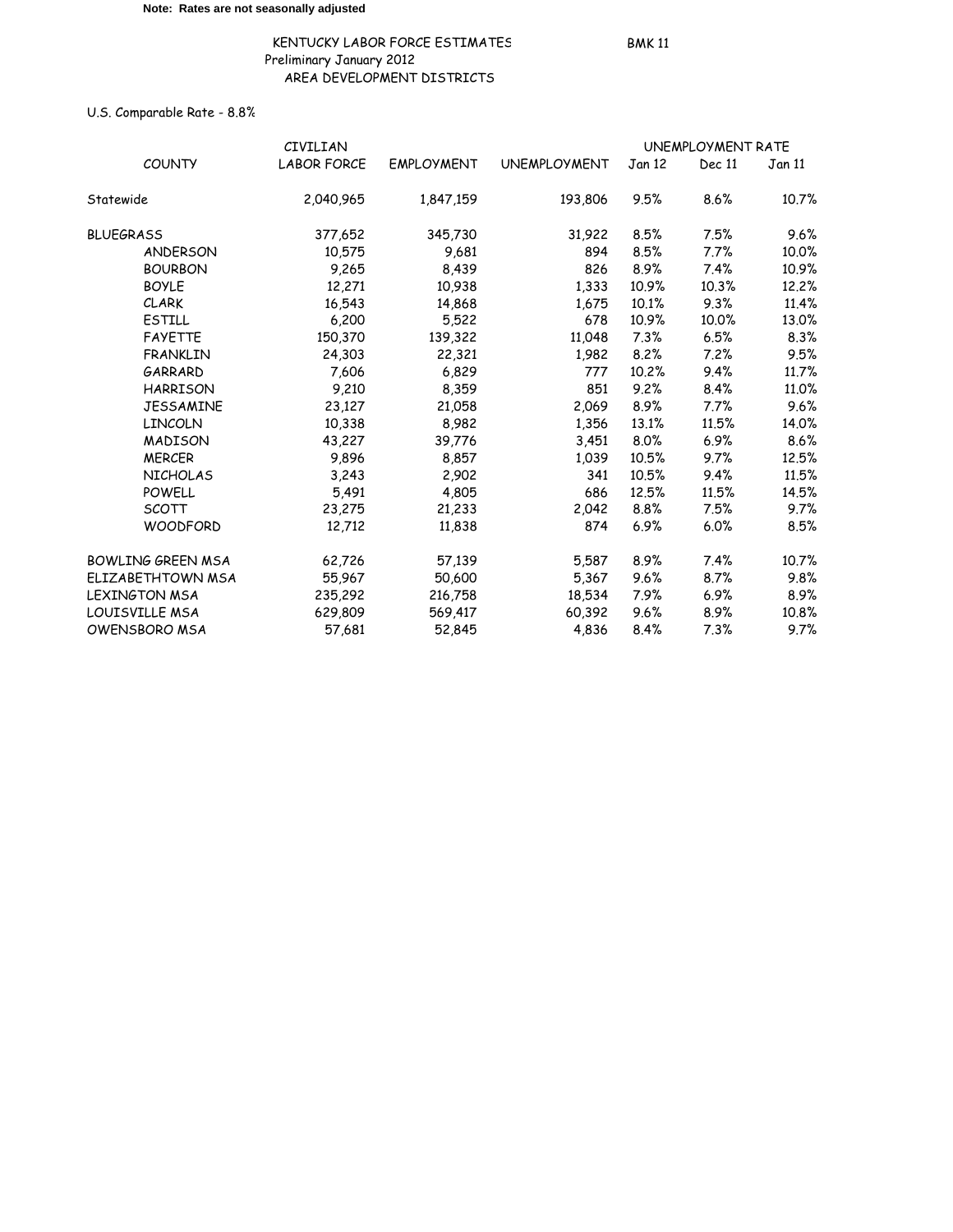**Note: Rates are not seasonally adjusted**

KENTUCKY LABOR FORCE ESTIMATES

Preliminary January 2012

AREA DEVELOPMENT DISTRICTS

BMK 11

U.S. Comparable Rate - 8.8%

| COUNTY | CIVILIAN LABOR FORCE | EMPLOYMENT | UNEMPLOYMENT | UNEMPLOYMENT RATE Jan 12 | Dec 11 | Jan 11 |
|---|---|---|---|---|---|---|
| Statewide | 2,040,965 | 1,847,159 | 193,806 | 9.5% | 8.6% | 10.7% |
| BLUEGRASS | 377,652 | 345,730 | 31,922 | 8.5% | 7.5% | 9.6% |
| ANDERSON | 10,575 | 9,681 | 894 | 8.5% | 7.7% | 10.0% |
| BOURBON | 9,265 | 8,439 | 826 | 8.9% | 7.4% | 10.9% |
| BOYLE | 12,271 | 10,938 | 1,333 | 10.9% | 10.3% | 12.2% |
| CLARK | 16,543 | 14,868 | 1,675 | 10.1% | 9.3% | 11.4% |
| ESTILL | 6,200 | 5,522 | 678 | 10.9% | 10.0% | 13.0% |
| FAYETTE | 150,370 | 139,322 | 11,048 | 7.3% | 6.5% | 8.3% |
| FRANKLIN | 24,303 | 22,321 | 1,982 | 8.2% | 7.2% | 9.5% |
| GARRARD | 7,606 | 6,829 | 777 | 10.2% | 9.4% | 11.7% |
| HARRISON | 9,210 | 8,359 | 851 | 9.2% | 8.4% | 11.0% |
| JESSAMINE | 23,127 | 21,058 | 2,069 | 8.9% | 7.7% | 9.6% |
| LINCOLN | 10,338 | 8,982 | 1,356 | 13.1% | 11.5% | 14.0% |
| MADISON | 43,227 | 39,776 | 3,451 | 8.0% | 6.9% | 8.6% |
| MERCER | 9,896 | 8,857 | 1,039 | 10.5% | 9.7% | 12.5% |
| NICHOLAS | 3,243 | 2,902 | 341 | 10.5% | 9.4% | 11.5% |
| POWELL | 5,491 | 4,805 | 686 | 12.5% | 11.5% | 14.5% |
| SCOTT | 23,275 | 21,233 | 2,042 | 8.8% | 7.5% | 9.7% |
| WOODFORD | 12,712 | 11,838 | 874 | 6.9% | 6.0% | 8.5% |
| BOWLING GREEN MSA | 62,726 | 57,139 | 5,587 | 8.9% | 7.4% | 10.7% |
| ELIZABETHTOWN MSA | 55,967 | 50,600 | 5,367 | 9.6% | 8.7% | 9.8% |
| LEXINGTON MSA | 235,292 | 216,758 | 18,534 | 7.9% | 6.9% | 8.9% |
| LOUISVILLE MSA | 629,809 | 569,417 | 60,392 | 9.6% | 8.9% | 10.8% |
| OWENSBORO MSA | 57,681 | 52,845 | 4,836 | 8.4% | 7.3% | 9.7% |